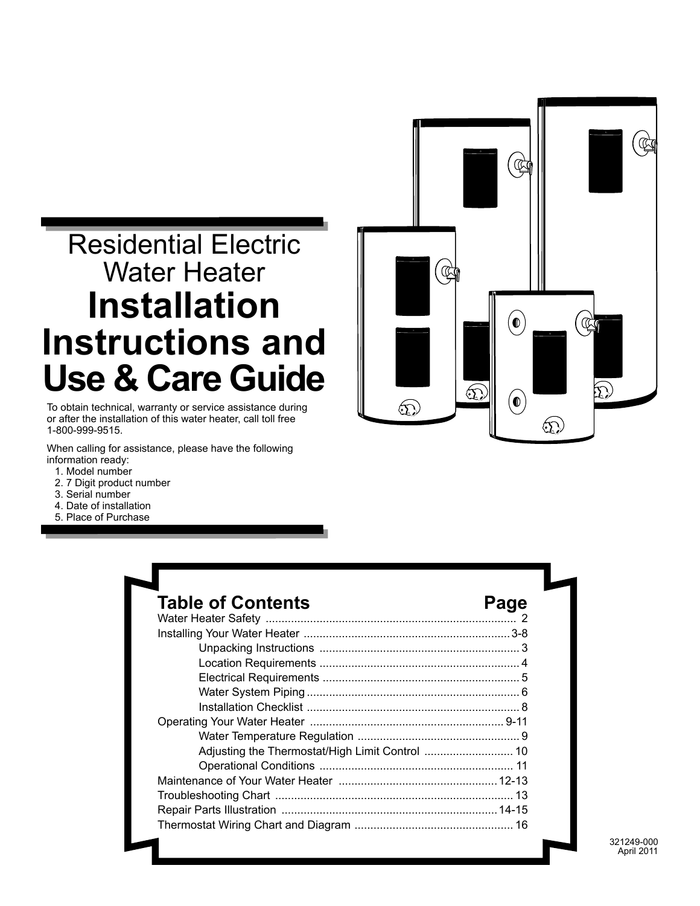# Residential Electric Water Heater

# Installation Instructions and Use & Care Guide

To obtain technical, warranty or service assistance during or after the installation of this water heater, call toll free 1-800-999-9515.

When calling for assistance, please have the following information ready:

1. Model number
2. 7 Digit product number
3. Serial number
4. Date of installation
5. Place of Purchase

## Table of Contents

| Table of Contents | Page |
|---|---|
| Water Heater Safety | 2 |
| Installing Your Water Heater | 3-8 |
| Unpacking Instructions | 3 |
| Location Requirements | 4 |
| Electrical Requirements | 5 |
| Water System Piping | 6 |
| Installation Checklist | 8 |
| Operating Your Water Heater | 9-11 |
| Water Temperature Regulation | 9 |
| Adjusting the Thermostat/High Limit Control | 10 |
| Operational Conditions | 11 |
| Maintenance of Your Water Heater | 12-13 |
| Troubleshooting Chart | 13 |
| Repair Parts Illustration | 14-15 |
| Thermostat Wiring Chart and Diagram | 16 |

321249-000
April 2011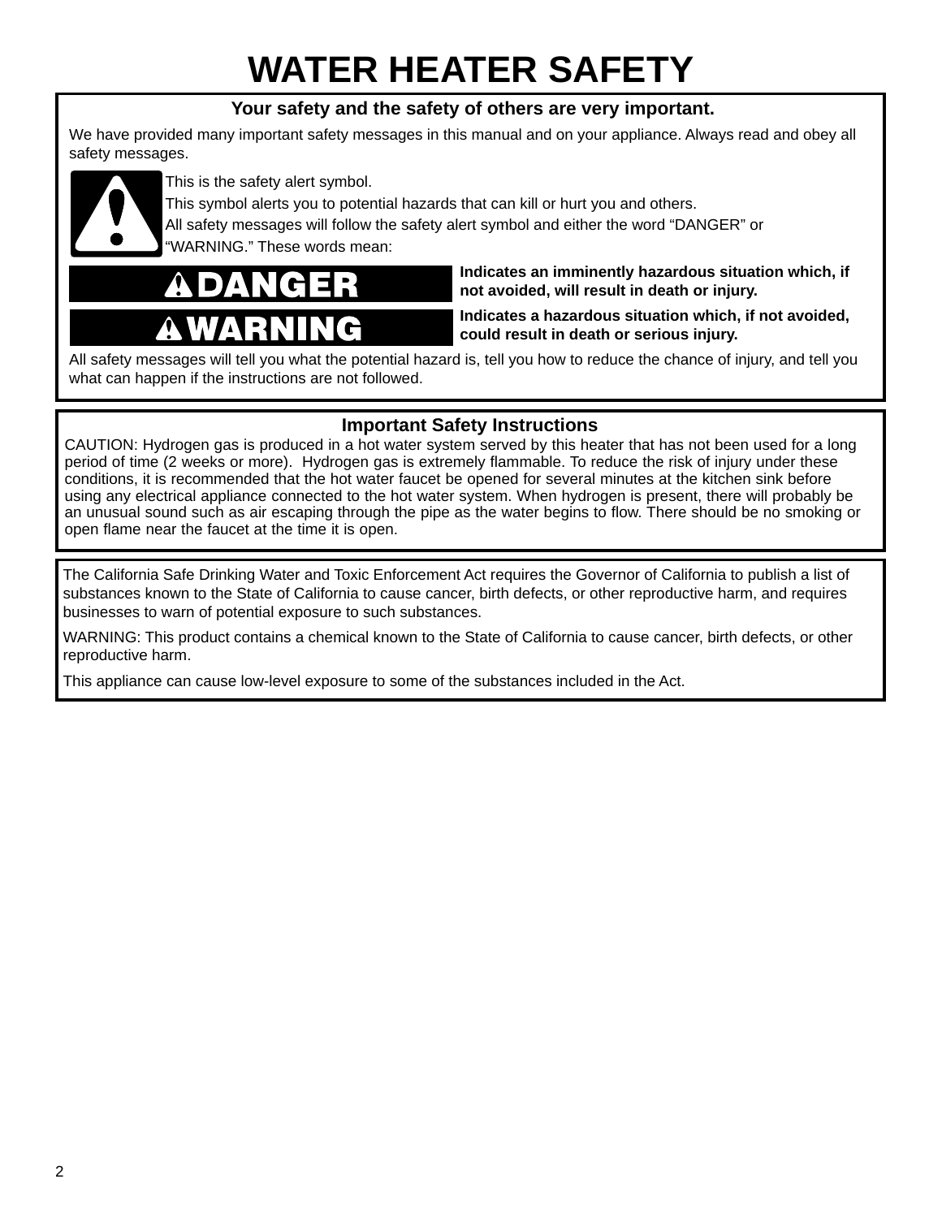# WATER HEATER SAFETY

**Your safety and the safety of others are very important.**

We have provided many important safety messages in this manual and on your appliance. Always read and obey all safety messages.

This is the safety alert symbol.

This symbol alerts you to potential hazards that can kill or hurt you and others.

All safety messages will follow the safety alert symbol and either the word “DANGER” or “WARNING.” These words mean:

| | |
|---|---|
| **DANGER** | **Indicates an imminently hazardous situation which, if not avoided, will result in death or injury.** |
| **WARNING** | **Indicates a hazardous situation which, if not avoided, could result in death or serious injury.** |

All safety messages will tell you what the potential hazard is, tell you how to reduce the chance of injury, and tell you what can happen if the instructions are not followed.

## Important Safety Instructions

CAUTION: Hydrogen gas is produced in a hot water system served by this heater that has not been used for a long period of time (2 weeks or more). Hydrogen gas is extremely flammable. To reduce the risk of injury under these conditions, it is recommended that the hot water faucet be opened for several minutes at the kitchen sink before using any electrical appliance connected to the hot water system. When hydrogen is present, there will probably be an unusual sound such as air escaping through the pipe as the water begins to flow. There should be no smoking or open flame near the faucet at the time it is open.

The California Safe Drinking Water and Toxic Enforcement Act requires the Governor of California to publish a list of substances known to the State of California to cause cancer, birth defects, or other reproductive harm, and requires businesses to warn of potential exposure to such substances.

WARNING: This product contains a chemical known to the State of California to cause cancer, birth defects, or other reproductive harm.

This appliance can cause low-level exposure to some of the substances included in the Act.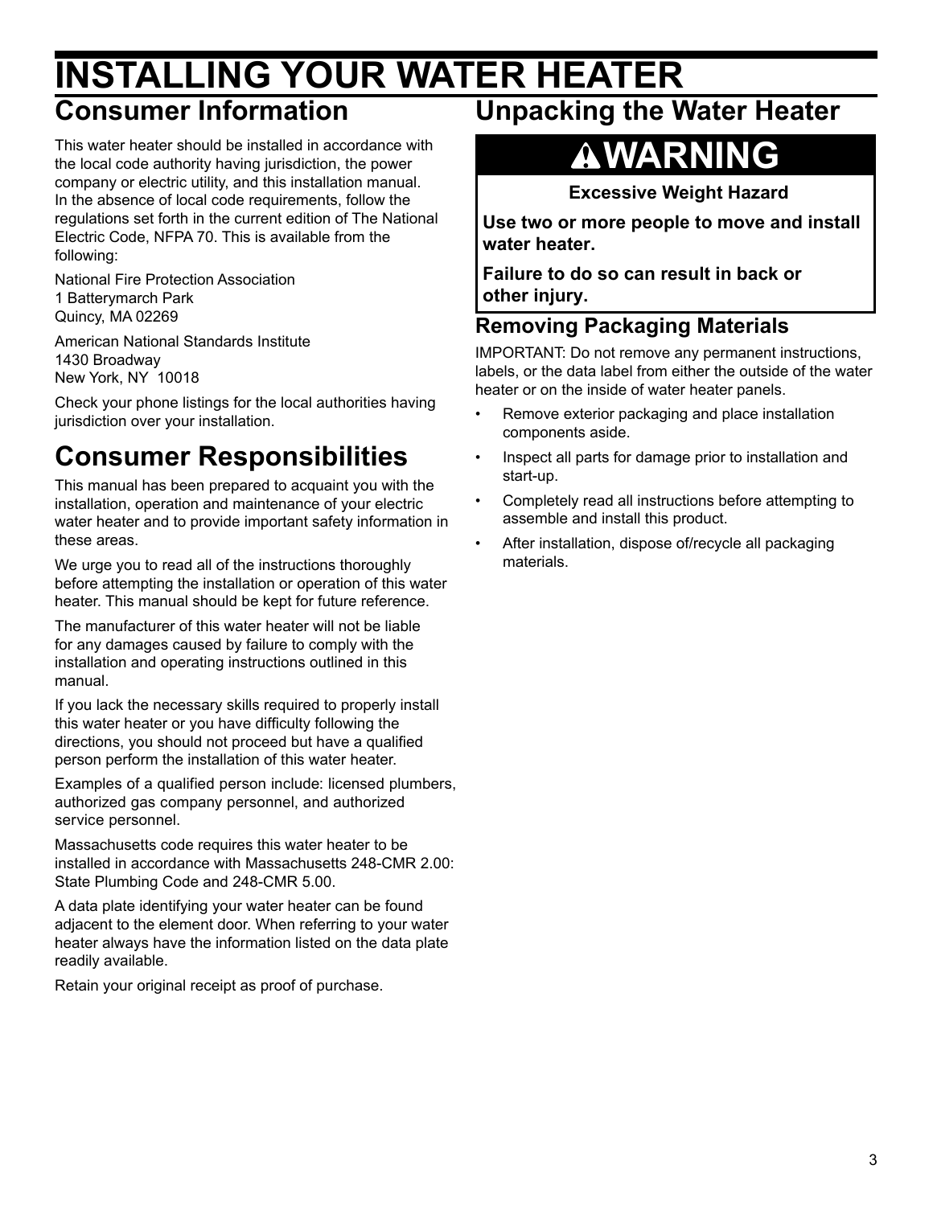# INSTALLING YOUR WATER HEATER

## Consumer Information

This water heater should be installed in accordance with the local code authority having jurisdiction, the power company or electric utility, and this installation manual. In the absence of local code requirements, follow the regulations set forth in the current edition of The National Electric Code, NFPA 70. This is available from the following:

National Fire Protection Association
1 Batterymarch Park
Quincy, MA 02269

American National Standards Institute
1430 Broadway
New York, NY 10018

Check your phone listings for the local authorities having jurisdiction over your installation.

## Consumer Responsibilities

This manual has been prepared to acquaint you with the installation, operation and maintenance of your electric water heater and to provide important safety information in these areas.

We urge you to read all of the instructions thoroughly before attempting the installation or operation of this water heater. This manual should be kept for future reference.

The manufacturer of this water heater will not be liable for any damages caused by failure to comply with the installation and operating instructions outlined in this manual.

If you lack the necessary skills required to properly install this water heater or you have difficulty following the directions, you should not proceed but have a qualified person perform the installation of this water heater.

Examples of a qualified person include: licensed plumbers, authorized gas company personnel, and authorized service personnel.

Massachusetts code requires this water heater to be installed in accordance with Massachusetts 248-CMR 2.00: State Plumbing Code and 248-CMR 5.00.

A data plate identifying your water heater can be found adjacent to the element door. When referring to your water heater always have the information listed on the data plate readily available.

Retain your original receipt as proof of purchase.

## Unpacking the Water Heater

**⚠WARNING**

**Excessive Weight Hazard**

**Use two or more people to move and install water heater.**

**Failure to do so can result in back or other injury.**

### Removing Packaging Materials

IMPORTANT: Do not remove any permanent instructions, labels, or the data label from either the outside of the water heater or on the inside of water heater panels.

- Remove exterior packaging and place installation components aside.
- Inspect all parts for damage prior to installation and start-up.
- Completely read all instructions before attempting to assemble and install this product.
- After installation, dispose of/recycle all packaging materials.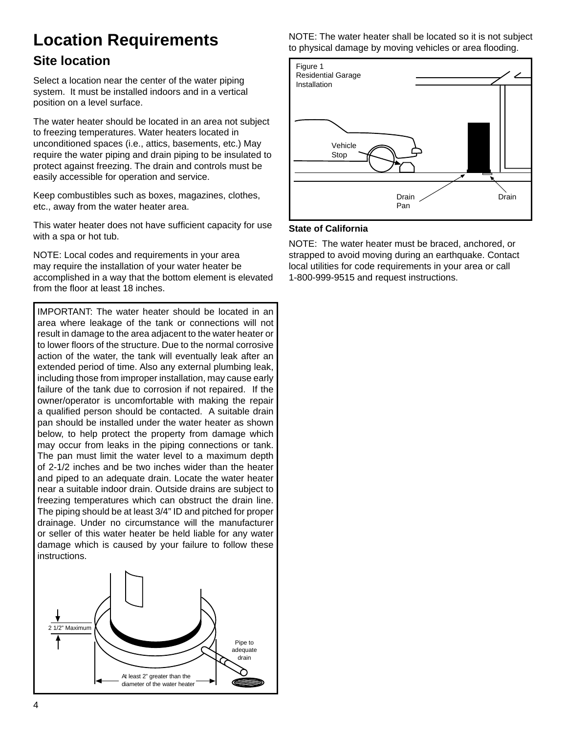# Location Requirements

## Site location

Select a location near the center of the water piping system. It must be installed indoors and in a vertical position on a level surface.

The water heater should be located in an area not subject to freezing temperatures. Water heaters located in unconditioned spaces (i.e., attics, basements, etc.) May require the water piping and drain piping to be insulated to protect against freezing. The drain and controls must be easily accessible for operation and service.

Keep combustibles such as boxes, magazines, clothes, etc., away from the water heater area.

This water heater does not have sufficient capacity for use with a spa or hot tub.

NOTE: Local codes and requirements in your area may require the installation of your water heater be accomplished in a way that the bottom element is elevated from the floor at least 18 inches.

IMPORTANT: The water heater should be located in an area where leakage of the tank or connections will not result in damage to the area adjacent to the water heater or to lower floors of the structure. Due to the normal corrosive action of the water, the tank will eventually leak after an extended period of time. Also any external plumbing leak, including those from improper installation, may cause early failure of the tank due to corrosion if not repaired. If the owner/operator is uncomfortable with making the repair a qualified person should be contacted. A suitable drain pan should be installed under the water heater as shown below, to help protect the property from damage which may occur from leaks in the piping connections or tank. The pan must limit the water level to a maximum depth of 2-1/2 inches and be two inches wider than the heater and piped to an adequate drain. Locate the water heater near a suitable indoor drain. Outside drains are subject to freezing temperatures which can obstruct the drain line. The piping should be at least 3/4" ID and pitched for proper drainage. Under no circumstance will the manufacturer or seller of this water heater be held liable for any water damage which is caused by your failure to follow these instructions.

2 1/2" Maximum

Pipe to adequate drain

At least 2" greater than the diameter of the water heater

NOTE: The water heater shall be located so it is not subject to physical damage by moving vehicles or area flooding.

Figure 1
Residential Garage Installation

Vehicle Stop

Drain Pan

Drain

**State of California**

NOTE: The water heater must be braced, anchored, or strapped to avoid moving during an earthquake. Contact local utilities for code requirements in your area or call 1-800-999-9515 and request instructions.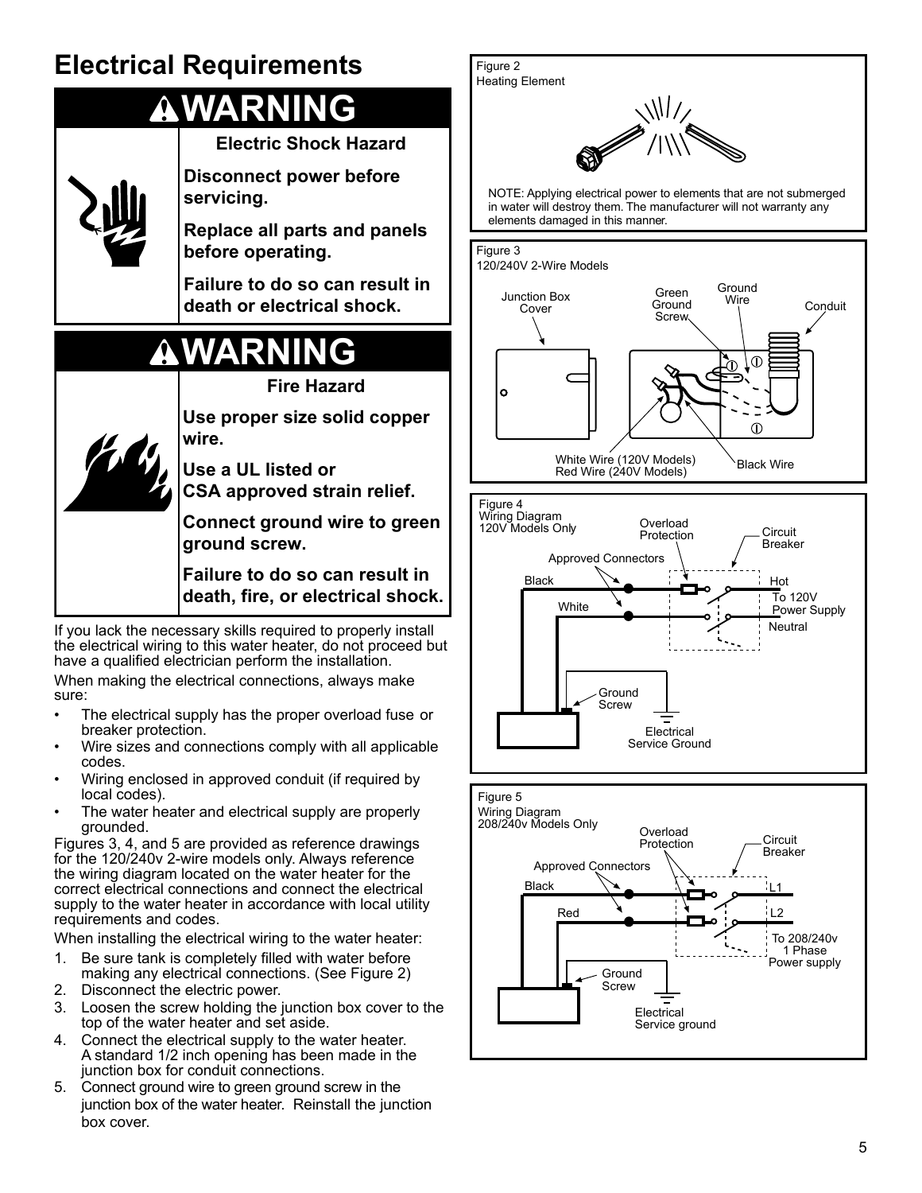## Electrical Requirements

**⚠WARNING**

**Electric Shock Hazard**

**Disconnect power before servicing.**

**Replace all parts and panels before operating.**

**Failure to do so can result in death or electrical shock.**

**⚠WARNING**

**Fire Hazard**

**Use proper size solid copper wire.**

**Use a UL listed or CSA approved strain relief.**

**Connect ground wire to green ground screw.**

**Failure to do so can result in death, fire, or electrical shock.**

If you lack the necessary skills required to properly install the electrical wiring to this water heater, do not proceed but have a qualified electrician perform the installation.

When making the electrical connections, always make sure:

- The electrical supply has the proper overload fuse or breaker protection.
- Wire sizes and connections comply with all applicable codes.
- Wiring enclosed in approved conduit (if required by local codes).
- The water heater and electrical supply are properly grounded.

Figures 3, 4, and 5 are provided as reference drawings for the 120/240v 2-wire models only. Always reference the wiring diagram located on the water heater for the correct electrical connections and connect the electrical supply to the water heater in accordance with local utility requirements and codes.

When installing the electrical wiring to the water heater:

1. Be sure tank is completely filled with water before making any electrical connections. (See Figure 2)
2. Disconnect the electric power.
3. Loosen the screw holding the junction box cover to the top of the water heater and set aside.
4. Connect the electrical supply to the water heater. A standard 1/2 inch opening has been made in the junction box for conduit connections.
5. Connect ground wire to green ground screw in the junction box of the water heater. Reinstall the junction box cover.

Figure 2
Heating Element

NOTE: Applying electrical power to elements that are not submerged in water will destroy them. The manufacturer will not warranty any elements damaged in this manner.

Figure 3
120/240V 2-Wire Models

Junction Box Cover | Green Ground Screw | Ground Wire | Conduit | White Wire (120V Models) Red Wire (240V Models) | Black Wire

Figure 4
Wiring Diagram
120V Models Only

Overload Protection | Circuit Breaker | Approved Connectors | Black | White | Hot | To 120V Power Supply | Neutral | Ground Screw | Electrical Service Ground

Figure 5
Wiring Diagram
208/240v Models Only

Overload Protection | Circuit Breaker | Approved Connectors | Black | Red | L1 | L2 | To 208/240v 1 Phase Power supply | Ground Screw | Electrical Service ground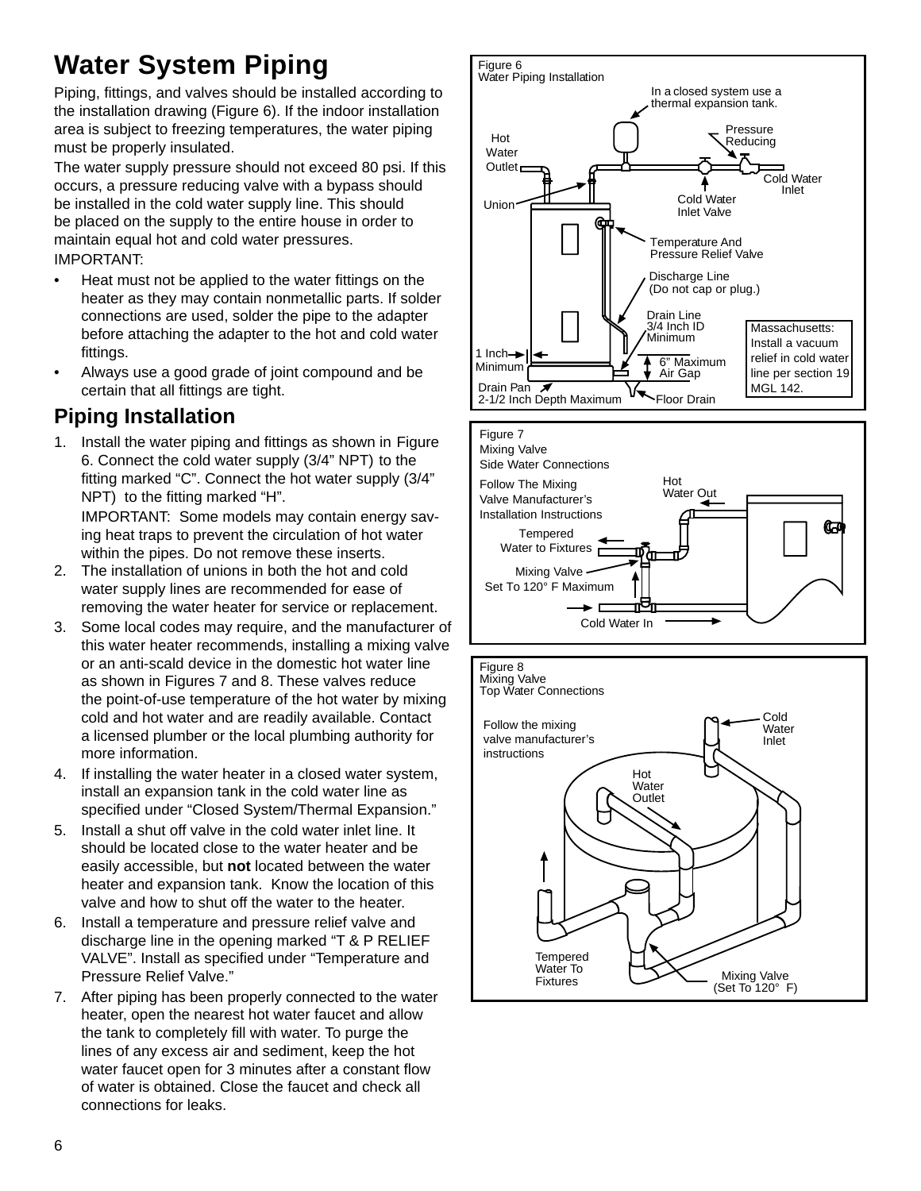# Water System Piping

Piping, fittings, and valves should be installed according to the installation drawing (Figure 6). If the indoor installation area is subject to freezing temperatures, the water piping must be properly insulated.

The water supply pressure should not exceed 80 psi. If this occurs, a pressure reducing valve with a bypass should be installed in the cold water supply line. This should be placed on the supply to the entire house in order to maintain equal hot and cold water pressures.

IMPORTANT:

- Heat must not be applied to the water fittings on the heater as they may contain nonmetallic parts. If solder connections are used, solder the pipe to the adapter before attaching the adapter to the hot and cold water fittings.
- Always use a good grade of joint compound and be certain that all fittings are tight.

## Piping Installation

1. Install the water piping and fittings as shown in Figure 6. Connect the cold water supply (3/4" NPT) to the fitting marked "C". Connect the hot water supply (3/4" NPT) to the fitting marked "H".

   IMPORTANT: Some models may contain energy saving heat traps to prevent the circulation of hot water within the pipes. Do not remove these inserts.
2. The installation of unions in both the hot and cold water supply lines are recommended for ease of removing the water heater for service or replacement.
3. Some local codes may require, and the manufacturer of this water heater recommends, installing a mixing valve or an anti-scald device in the domestic hot water line as shown in Figures 7 and 8. These valves reduce the point-of-use temperature of the hot water by mixing cold and hot water and are readily available. Contact a licensed plumber or the local plumbing authority for more information.
4. If installing the water heater in a closed water system, install an expansion tank in the cold water line as specified under "Closed System/Thermal Expansion."
5. Install a shut off valve in the cold water inlet line. It should be located close to the water heater and be easily accessible, but **not** located between the water heater and expansion tank. Know the location of this valve and how to shut off the water to the heater.
6. Install a temperature and pressure relief valve and discharge line in the opening marked "T & P RELIEF VALVE". Install as specified under "Temperature and Pressure Relief Valve."
7. After piping has been properly connected to the water heater, open the nearest hot water faucet and allow the tank to completely fill with water. To purge the lines of any excess air and sediment, keep the hot water faucet open for 3 minutes after a constant flow of water is obtained. Close the faucet and check all connections for leaks.

Figure 6
Water Piping Installation

In a closed system use a thermal expansion tank. Pressure Reducing. Hot Water Outlet. Cold Water Inlet. Union. Cold Water Inlet Valve. Temperature And Pressure Relief Valve. Discharge Line (Do not cap or plug.) Drain Line 3/4 Inch ID Minimum. 1 Inch Minimum. 6" Maximum Air Gap. Drain Pan 2-1/2 Inch Depth Maximum. Floor Drain.

Massachusetts: Install a vacuum relief in cold water line per section 19 MGL 142.

Figure 7
Mixing Valve
Side Water Connections

Follow The Mixing Valve Manufacturer's Installation Instructions. Hot Water Out. Tempered Water to Fixtures. Mixing Valve Set To 120° F Maximum. Cold Water In.

Figure 8
Mixing Valve
Top Water Connections

Follow the mixing valve manufacturer's instructions. Cold Water Inlet. Hot Water Outlet. Tempered Water To Fixtures. Mixing Valve (Set To 120° F)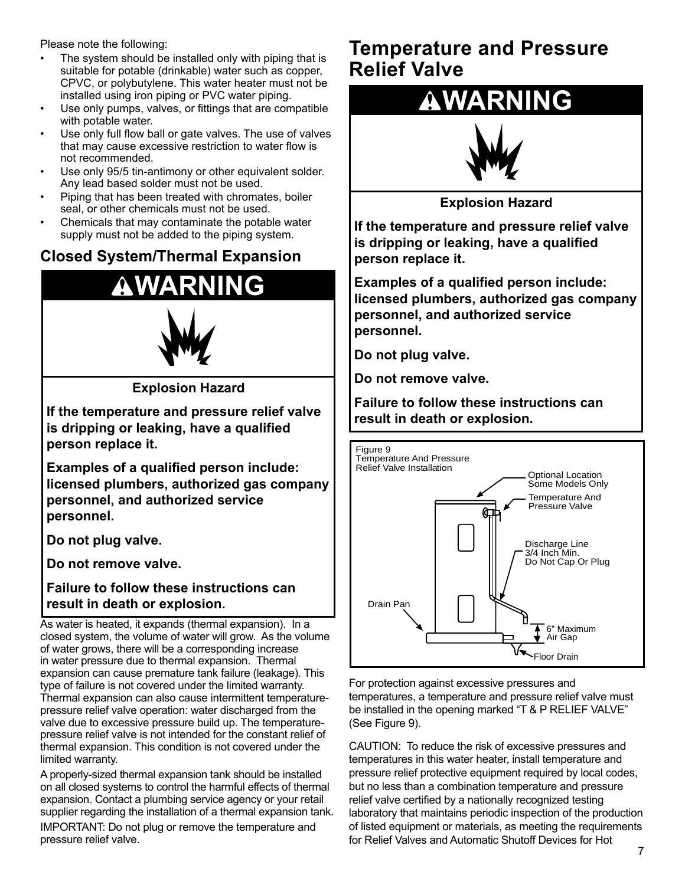Please note the following:

- The system should be installed only with piping that is suitable for potable (drinkable) water such as copper, CPVC, or polybutylene. This water heater must not be installed using iron piping or PVC water piping.
- Use only pumps, valves, or fittings that are compatible with potable water.
- Use only full flow ball or gate valves. The use of valves that may cause excessive restriction to water flow is not recommended.
- Use only 95/5 tin-antimony or other equivalent solder. Any lead based solder must not be used.
- Piping that has been treated with chromates, boiler seal, or other chemicals must not be used.
- Chemicals that may contaminate the potable water supply must not be added to the piping system.

## Closed System/Thermal Expansion

> **⚠WARNING**
>
> **Explosion Hazard**
>
> **If the temperature and pressure relief valve is dripping or leaking, have a qualified person replace it.**
>
> **Examples of a qualified person include: licensed plumbers, authorized gas company personnel, and authorized service personnel.**
>
> **Do not plug valve.**
>
> **Do not remove valve.**
>
> **Failure to follow these instructions can result in death or explosion.**

As water is heated, it expands (thermal expansion). In a closed system, the volume of water will grow. As the volume of water grows, there will be a corresponding increase in water pressure due to thermal expansion. Thermal expansion can cause premature tank failure (leakage). This type of failure is not covered under the limited warranty. Thermal expansion can also cause intermittent temperature-pressure relief valve operation: water discharged from the valve due to excessive pressure build up. The temperature-pressure relief valve is not intended for the constant relief of thermal expansion. This condition is not covered under the limited warranty.

A properly-sized thermal expansion tank should be installed on all closed systems to control the harmful effects of thermal expansion. Contact a plumbing service agency or your retail supplier regarding the installation of a thermal expansion tank.

IMPORTANT: Do not plug or remove the temperature and pressure relief valve.

## Temperature and Pressure Relief Valve

> **⚠WARNING**
>
> **Explosion Hazard**
>
> **If the temperature and pressure relief valve is dripping or leaking, have a qualified person replace it.**
>
> **Examples of a qualified person include: licensed plumbers, authorized gas company personnel, and authorized service personnel.**
>
> **Do not plug valve.**
>
> **Do not remove valve.**
>
> **Failure to follow these instructions can result in death or explosion.**

Figure 9
Temperature And Pressure Relief Valve Installation

Optional Location Some Models Only
Temperature And Pressure Valve
Discharge Line 3/4 Inch Min. Do Not Cap Or Plug
Drain Pan
6" Maximum Air Gap
Floor Drain

For protection against excessive pressures and temperatures, a temperature and pressure relief valve must be installed in the opening marked "T & P RELIEF VALVE" (See Figure 9).

CAUTION: To reduce the risk of excessive pressures and temperatures in this water heater, install temperature and pressure relief protective equipment required by local codes, but no less than a combination temperature and pressure relief valve certified by a nationally recognized testing laboratory that maintains periodic inspection of the production of listed equipment or materials, as meeting the requirements for Relief Valves and Automatic Shutoff Devices for Hot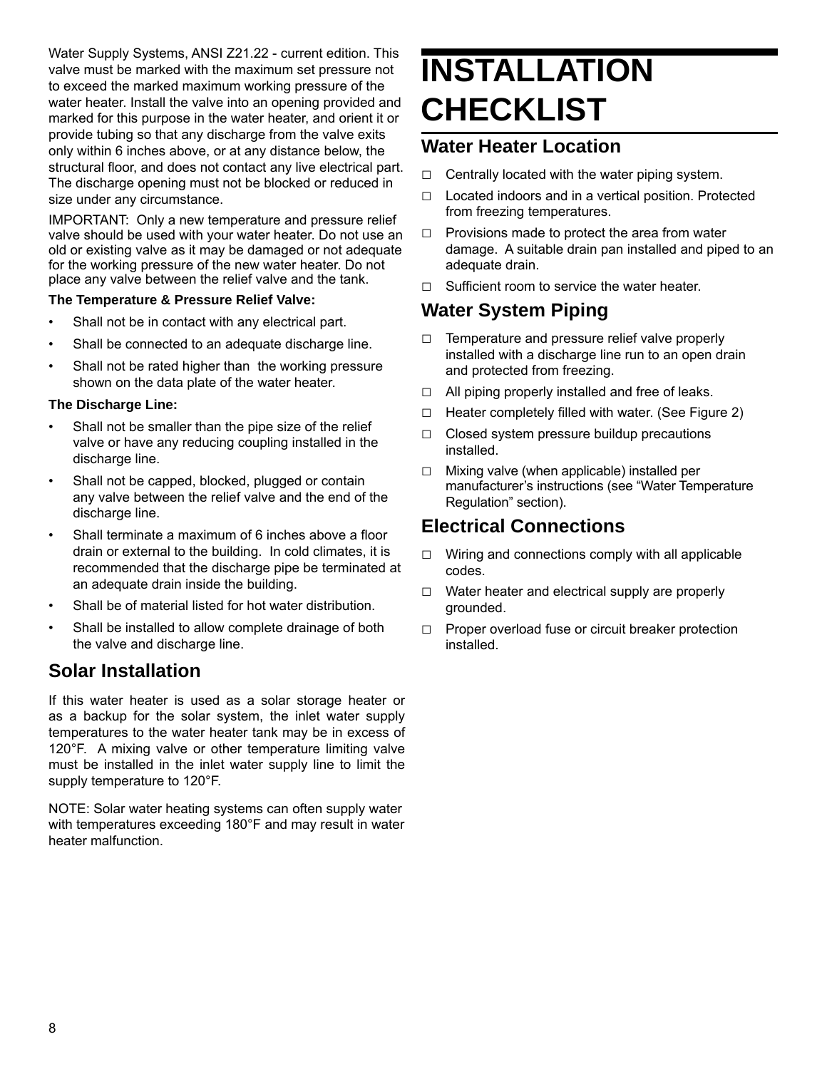Water Supply Systems, ANSI Z21.22 - current edition. This valve must be marked with the maximum set pressure not to exceed the marked maximum working pressure of the water heater. Install the valve into an opening provided and marked for this purpose in the water heater, and orient it or provide tubing so that any discharge from the valve exits only within 6 inches above, or at any distance below, the structural floor, and does not contact any live electrical part. The discharge opening must not be blocked or reduced in size under any circumstance.

IMPORTANT: Only a new temperature and pressure relief valve should be used with your water heater. Do not use an old or existing valve as it may be damaged or not adequate for the working pressure of the new water heater. Do not place any valve between the relief valve and the tank.

**The Temperature & Pressure Relief Valve:**

- Shall not be in contact with any electrical part.
- Shall be connected to an adequate discharge line.
- Shall not be rated higher than the working pressure shown on the data plate of the water heater.

**The Discharge Line:**

- Shall not be smaller than the pipe size of the relief valve or have any reducing coupling installed in the discharge line.
- Shall not be capped, blocked, plugged or contain any valve between the relief valve and the end of the discharge line.
- Shall terminate a maximum of 6 inches above a floor drain or external to the building. In cold climates, it is recommended that the discharge pipe be terminated at an adequate drain inside the building.
- Shall be of material listed for hot water distribution.
- Shall be installed to allow complete drainage of both the valve and discharge line.

## Solar Installation

If this water heater is used as a solar storage heater or as a backup for the solar system, the inlet water supply temperatures to the water heater tank may be in excess of 120°F. A mixing valve or other temperature limiting valve must be installed in the inlet water supply line to limit the supply temperature to 120°F.

NOTE: Solar water heating systems can often supply water with temperatures exceeding 180°F and may result in water heater malfunction.

# INSTALLATION CHECKLIST

## Water Heater Location

- ☐ Centrally located with the water piping system.
- ☐ Located indoors and in a vertical position. Protected from freezing temperatures.
- ☐ Provisions made to protect the area from water damage. A suitable drain pan installed and piped to an adequate drain.
- ☐ Sufficient room to service the water heater.

## Water System Piping

- ☐ Temperature and pressure relief valve properly installed with a discharge line run to an open drain and protected from freezing.
- ☐ All piping properly installed and free of leaks.
- ☐ Heater completely filled with water. (See Figure 2)
- ☐ Closed system pressure buildup precautions installed.
- ☐ Mixing valve (when applicable) installed per manufacturer's instructions (see "Water Temperature Regulation" section).

## Electrical Connections

- ☐ Wiring and connections comply with all applicable codes.
- ☐ Water heater and electrical supply are properly grounded.
- ☐ Proper overload fuse or circuit breaker protection installed.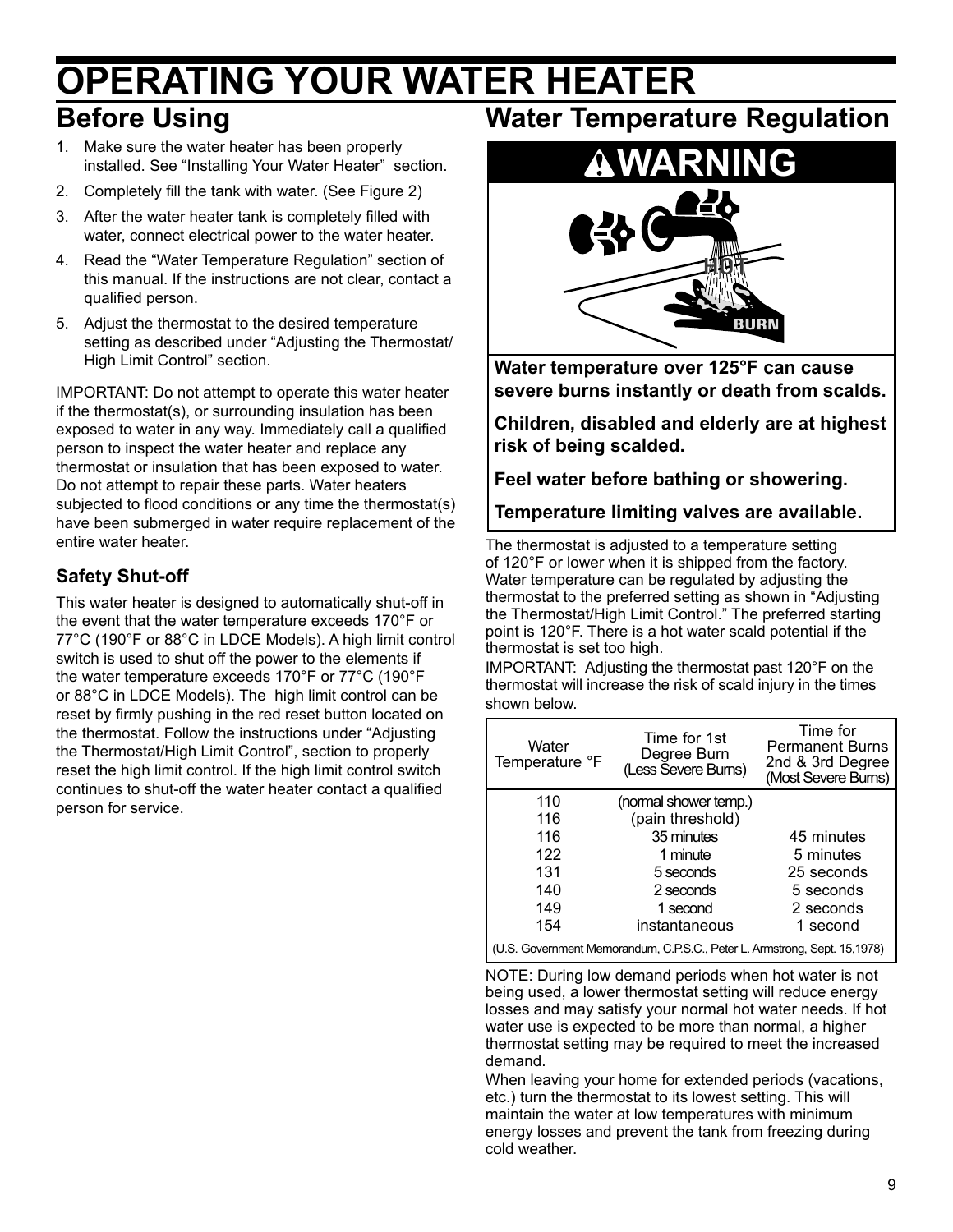# OPERATING YOUR WATER HEATER

## Before Using

1. Make sure the water heater has been properly installed. See "Installing Your Water Heater" section.
2. Completely fill the tank with water. (See Figure 2)
3. After the water heater tank is completely filled with water, connect electrical power to the water heater.
4. Read the "Water Temperature Regulation" section of this manual. If the instructions are not clear, contact a qualified person.
5. Adjust the thermostat to the desired temperature setting as described under "Adjusting the Thermostat/ High Limit Control" section.

IMPORTANT: Do not attempt to operate this water heater if the thermostat(s), or surrounding insulation has been exposed to water in any way. Immediately call a qualified person to inspect the water heater and replace any thermostat or insulation that has been exposed to water. Do not attempt to repair these parts. Water heaters subjected to flood conditions or any time the thermostat(s) have been submerged in water require replacement of the entire water heater.

### Safety Shut-off

This water heater is designed to automatically shut-off in the event that the water temperature exceeds 170°F or 77°C (190°F or 88°C in LDCE Models). A high limit control switch is used to shut off the power to the elements if the water temperature exceeds 170°F or 77°C (190°F or 88°C in LDCE Models). The high limit control can be reset by firmly pushing in the red reset button located on the thermostat. Follow the instructions under "Adjusting the Thermostat/High Limit Control", section to properly reset the high limit control. If the high limit control switch continues to shut-off the water heater contact a qualified person for service.

## Water Temperature Regulation

**⚠WARNING**

**Water temperature over 125°F can cause severe burns instantly or death from scalds.**

**Children, disabled and elderly are at highest risk of being scalded.**

**Feel water before bathing or showering.**

**Temperature limiting valves are available.**

The thermostat is adjusted to a temperature setting of 120°F or lower when it is shipped from the factory. Water temperature can be regulated by adjusting the thermostat to the preferred setting as shown in "Adjusting the Thermostat/High Limit Control." The preferred starting point is 120°F. There is a hot water scald potential if the thermostat is set too high.

IMPORTANT: Adjusting the thermostat past 120°F on the thermostat will increase the risk of scald injury in the times shown below.

| Water Temperature °F | Time for 1st Degree Burn (Less Severe Burns) | Time for Permanent Burns 2nd & 3rd Degree (Most Severe Burns) |
|---|---|---|
| 110 | (normal shower temp.) | |
| 116 | (pain threshold) | |
| 116 | 35 minutes | 45 minutes |
| 122 | 1 minute | 5 minutes |
| 131 | 5 seconds | 25 seconds |
| 140 | 2 seconds | 5 seconds |
| 149 | 1 second | 2 seconds |
| 154 | instantaneous | 1 second |

(U.S. Government Memorandum, C.P.S.C., Peter L. Armstrong, Sept. 15,1978)

NOTE: During low demand periods when hot water is not being used, a lower thermostat setting will reduce energy losses and may satisfy your normal hot water needs. If hot water use is expected to be more than normal, a higher thermostat setting may be required to meet the increased demand.

When leaving your home for extended periods (vacations, etc.) turn the thermostat to its lowest setting. This will maintain the water at low temperatures with minimum energy losses and prevent the tank from freezing during cold weather.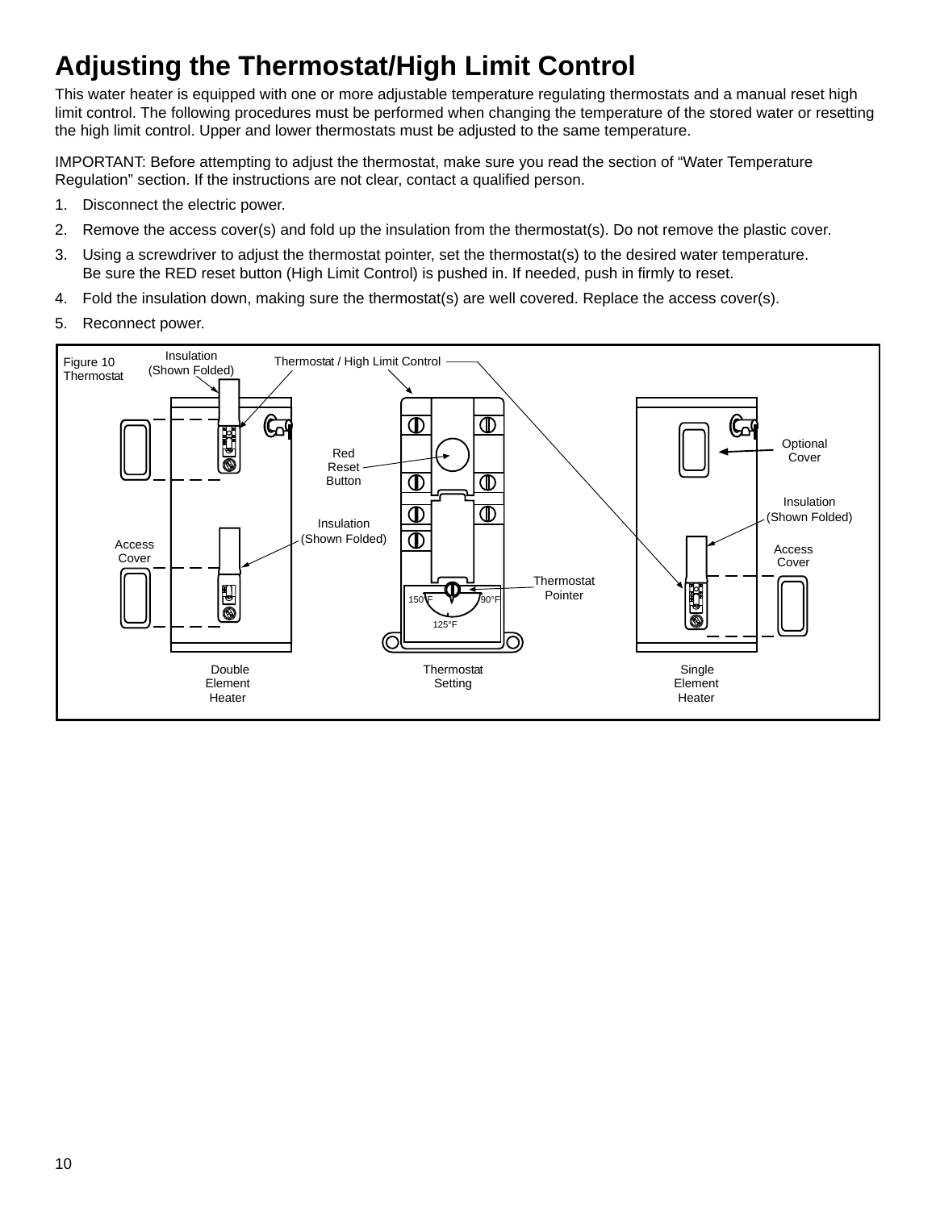# Adjusting the Thermostat/High Limit Control

This water heater is equipped with one or more adjustable temperature regulating thermostats and a manual reset high limit control. The following procedures must be performed when changing the temperature of the stored water or resetting the high limit control. Upper and lower thermostats must be adjusted to the same temperature.

IMPORTANT: Before attempting to adjust the thermostat, make sure you read the section of “Water Temperature Regulation” section. If the instructions are not clear, contact a qualified person.

1. Disconnect the electric power.
2. Remove the access cover(s) and fold up the insulation from the thermostat(s). Do not remove the plastic cover.
3. Using a screwdriver to adjust the thermostat pointer, set the thermostat(s) to the desired water temperature. Be sure the RED reset button (High Limit Control) is pushed in. If needed, push in firmly to reset.
4. Fold the insulation down, making sure the thermostat(s) are well covered. Replace the access cover(s).
5. Reconnect power.

Figure 10 Thermostat

Insulation (Shown Folded) | Thermostat / High Limit Control | Red Reset Button | Insulation (Shown Folded) | Access Cover | Thermostat Pointer | 150°F | 90°F | 125°F | Optional Cover | Insulation (Shown Folded) | Access Cover

Double Element Heater | Thermostat Setting | Single Element Heater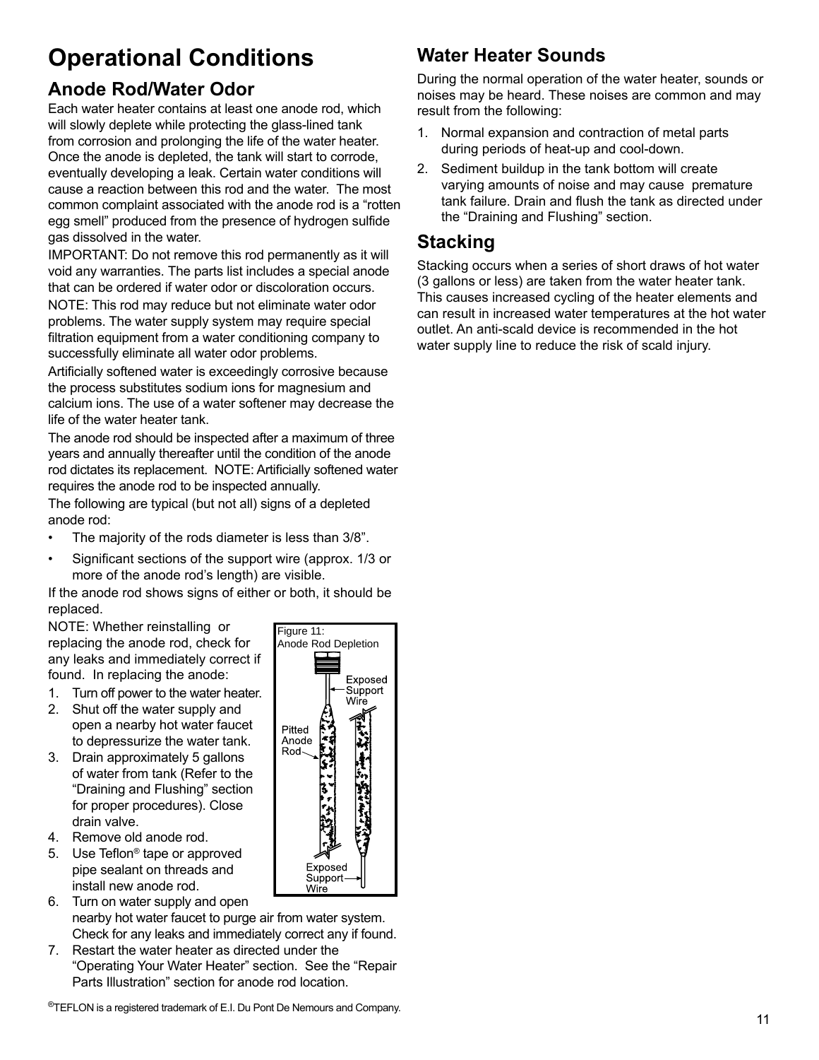# Operational Conditions

## Anode Rod/Water Odor

Each water heater contains at least one anode rod, which will slowly deplete while protecting the glass-lined tank from corrosion and prolonging the life of the water heater. Once the anode is depleted, the tank will start to corrode, eventually developing a leak. Certain water conditions will cause a reaction between this rod and the water. The most common complaint associated with the anode rod is a “rotten egg smell” produced from the presence of hydrogen sulfide gas dissolved in the water.

IMPORTANT: Do not remove this rod permanently as it will void any warranties. The parts list includes a special anode that can be ordered if water odor or discoloration occurs.

NOTE: This rod may reduce but not eliminate water odor problems. The water supply system may require special filtration equipment from a water conditioning company to successfully eliminate all water odor problems.

Artificially softened water is exceedingly corrosive because the process substitutes sodium ions for magnesium and calcium ions. The use of a water softener may decrease the life of the water heater tank.

The anode rod should be inspected after a maximum of three years and annually thereafter until the condition of the anode rod dictates its replacement. NOTE: Artificially softened water requires the anode rod to be inspected annually.

The following are typical (but not all) signs of a depleted anode rod:

- The majority of the rods diameter is less than 3/8”.
- Significant sections of the support wire (approx. 1/3 or more of the anode rod’s length) are visible.

If the anode rod shows signs of either or both, it should be replaced.

NOTE: Whether reinstalling or replacing the anode rod, check for any leaks and immediately correct if found. In replacing the anode:

1. Turn off power to the water heater.
2. Shut off the water supply and open a nearby hot water faucet to depressurize the water tank.
3. Drain approximately 5 gallons of water from tank (Refer to the “Draining and Flushing” section for proper procedures). Close drain valve.
4. Remove old anode rod.
5. Use Teflon® tape or approved pipe sealant on threads and install new anode rod.
6. Turn on water supply and open nearby hot water faucet to purge air from water system. Check for any leaks and immediately correct any if found.
7. Restart the water heater as directed under the “Operating Your Water Heater” section. See the “Repair Parts Illustration” section for anode rod location.

Figure 11: Anode Rod Depletion

Exposed Support Wire

Pitted Anode Rod

Exposed Support Wire

®TEFLON is a registered trademark of E.I. Du Pont De Nemours and Company.

## Water Heater Sounds

During the normal operation of the water heater, sounds or noises may be heard. These noises are common and may result from the following:

1. Normal expansion and contraction of metal parts during periods of heat-up and cool-down.
2. Sediment buildup in the tank bottom will create varying amounts of noise and may cause premature tank failure. Drain and flush the tank as directed under the “Draining and Flushing” section.

## Stacking

Stacking occurs when a series of short draws of hot water (3 gallons or less) are taken from the water heater tank. This causes increased cycling of the heater elements and can result in increased water temperatures at the hot water outlet. An anti-scald device is recommended in the hot water supply line to reduce the risk of scald injury.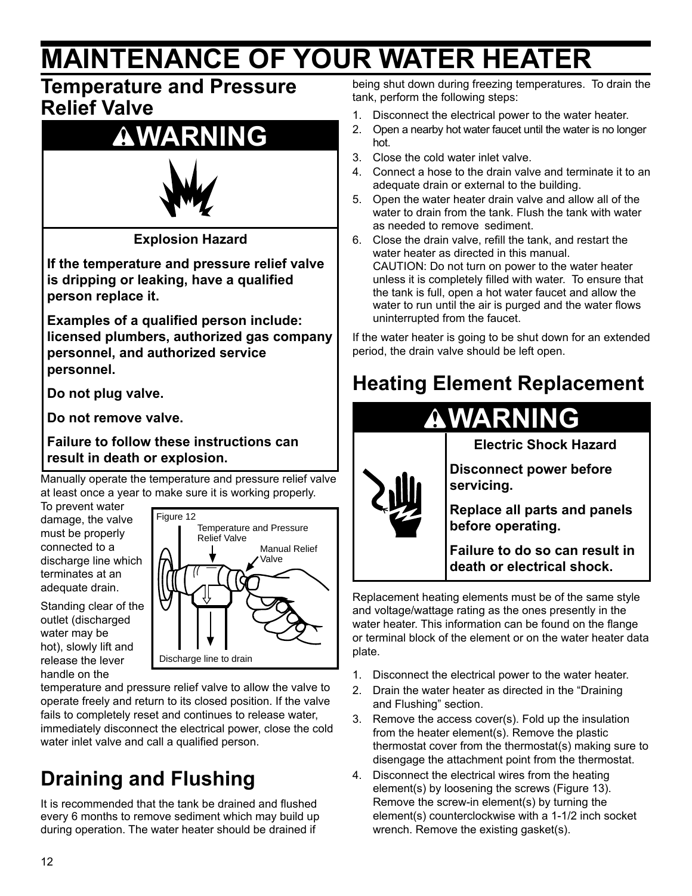# MAINTENANCE OF YOUR WATER HEATER

## Temperature and Pressure Relief Valve

### ⚠WARNING

**Explosion Hazard**

**If the temperature and pressure relief valve is dripping or leaking, have a qualified person replace it.**

**Examples of a qualified person include: licensed plumbers, authorized gas company personnel, and authorized service personnel.**

**Do not plug valve.**

**Do not remove valve.**

**Failure to follow these instructions can result in death or explosion.**

Manually operate the temperature and pressure relief valve at least once a year to make sure it is working properly. To prevent water damage, the valve must be properly connected to a discharge line which terminates at an adequate drain.

Figure 12

Temperature and Pressure Relief Valve

Manual Relief Valve

Discharge line to drain

Standing clear of the outlet (discharged water may be hot), slowly lift and release the lever handle on the temperature and pressure relief valve to allow the valve to operate freely and return to its closed position. If the valve fails to completely reset and continues to release water, immediately disconnect the electrical power, close the cold water inlet valve and call a qualified person.

## Draining and Flushing

It is recommended that the tank be drained and flushed every 6 months to remove sediment which may build up during operation. The water heater should be drained if being shut down during freezing temperatures. To drain the tank, perform the following steps:

1. Disconnect the electrical power to the water heater.
2. Open a nearby hot water faucet until the water is no longer hot.
3. Close the cold water inlet valve.
4. Connect a hose to the drain valve and terminate it to an adequate drain or external to the building.
5. Open the water heater drain valve and allow all of the water to drain from the tank. Flush the tank with water as needed to remove sediment.
6. Close the drain valve, refill the tank, and restart the water heater as directed in this manual.
   CAUTION: Do not turn on power to the water heater unless it is completely filled with water. To ensure that the tank is full, open a hot water faucet and allow the water to run until the air is purged and the water flows uninterrupted from the faucet.

If the water heater is going to be shut down for an extended period, the drain valve should be left open.

## Heating Element Replacement

### ⚠WARNING

**Electric Shock Hazard**

**Disconnect power before servicing.**

**Replace all parts and panels before operating.**

**Failure to do so can result in death or electrical shock.**

Replacement heating elements must be of the same style and voltage/wattage rating as the ones presently in the water heater. This information can be found on the flange or terminal block of the element or on the water heater data plate.

1. Disconnect the electrical power to the water heater.
2. Drain the water heater as directed in the "Draining and Flushing" section.
3. Remove the access cover(s). Fold up the insulation from the heater element(s). Remove the plastic thermostat cover from the thermostat(s) making sure to disengage the attachment point from the thermostat.
4. Disconnect the electrical wires from the heating element(s) by loosening the screws (Figure 13). Remove the screw-in element(s) by turning the element(s) counterclockwise with a 1-1/2 inch socket wrench. Remove the existing gasket(s).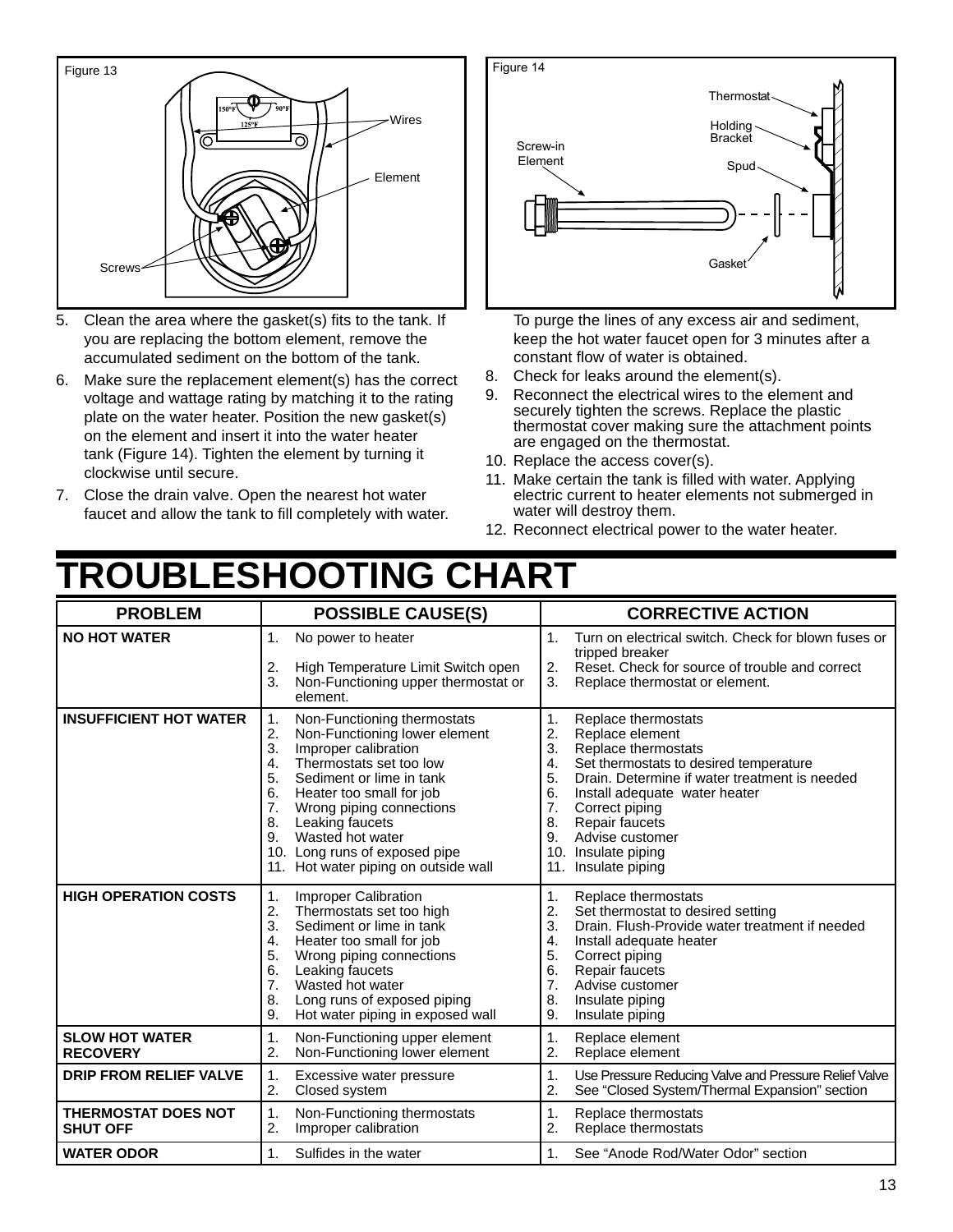Figure 13

Wires

Element

Screws

Figure 14

Thermostat

Holding Bracket

Screw-in Element

Spud

Gasket

5. Clean the area where the gasket(s) fits to the tank. If you are replacing the bottom element, remove the accumulated sediment on the bottom of the tank.
6. Make sure the replacement element(s) has the correct voltage and wattage rating by matching it to the rating plate on the water heater. Position the new gasket(s) on the element and insert it into the water heater tank (Figure 14). Tighten the element by turning it clockwise until secure.
7. Close the drain valve. Open the nearest hot water faucet and allow the tank to fill completely with water. To purge the lines of any excess air and sediment, keep the hot water faucet open for 3 minutes after a constant flow of water is obtained.
8. Check for leaks around the element(s).
9. Reconnect the electrical wires to the element and securely tighten the screws. Replace the plastic thermostat cover making sure the attachment points are engaged on the thermostat.
10. Replace the access cover(s).
11. Make certain the tank is filled with water. Applying electric current to heater elements not submerged in water will destroy them.
12. Reconnect electrical power to the water heater.

# TROUBLESHOOTING CHART

| PROBLEM | POSSIBLE CAUSE(S) | CORRECTIVE ACTION |
|---|---|---|
| **NO HOT WATER** | 1. No power to heater<br>2. High Temperature Limit Switch open<br>3. Non-Functioning upper thermostat or element. | 1. Turn on electrical switch. Check for blown fuses or tripped breaker<br>2. Reset. Check for source of trouble and correct<br>3. Replace thermostat or element. |
| **INSUFFICIENT HOT WATER** | 1. Non-Functioning thermostats<br>2. Non-Functioning lower element<br>3. Improper calibration<br>4. Thermostats set too low<br>5. Sediment or lime in tank<br>6. Heater too small for job<br>7. Wrong piping connections<br>8. Leaking faucets<br>9. Wasted hot water<br>10. Long runs of exposed pipe<br>11. Hot water piping on outside wall | 1. Replace thermostats<br>2. Replace element<br>3. Replace thermostats<br>4. Set thermostats to desired temperature<br>5. Drain. Determine if water treatment is needed<br>6. Install adequate water heater<br>7. Correct piping<br>8. Repair faucets<br>9. Advise customer<br>10. Insulate piping<br>11. Insulate piping |
| **HIGH OPERATION COSTS** | 1. Improper Calibration<br>2. Thermostats set too high<br>3. Sediment or lime in tank<br>4. Heater too small for job<br>5. Wrong piping connections<br>6. Leaking faucets<br>7. Wasted hot water<br>8. Long runs of exposed piping<br>9. Hot water piping in exposed wall | 1. Replace thermostats<br>2. Set thermostat to desired setting<br>3. Drain. Flush-Provide water treatment if needed<br>4. Install adequate heater<br>5. Correct piping<br>6. Repair faucets<br>7. Advise customer<br>8. Insulate piping<br>9. Insulate piping |
| **SLOW HOT WATER RECOVERY** | 1. Non-Functioning upper element<br>2. Non-Functioning lower element | 1. Replace element<br>2. Replace element |
| **DRIP FROM RELIEF VALVE** | 1. Excessive water pressure<br>2. Closed system | 1. Use Pressure Reducing Valve and Pressure Relief Valve<br>2. See "Closed System/Thermal Expansion" section |
| **THERMOSTAT DOES NOT SHUT OFF** | 1. Non-Functioning thermostats<br>2. Improper calibration | 1. Replace thermostats<br>2. Replace thermostats |
| **WATER ODOR** | 1. Sulfides in the water | 1. See "Anode Rod/Water Odor" section |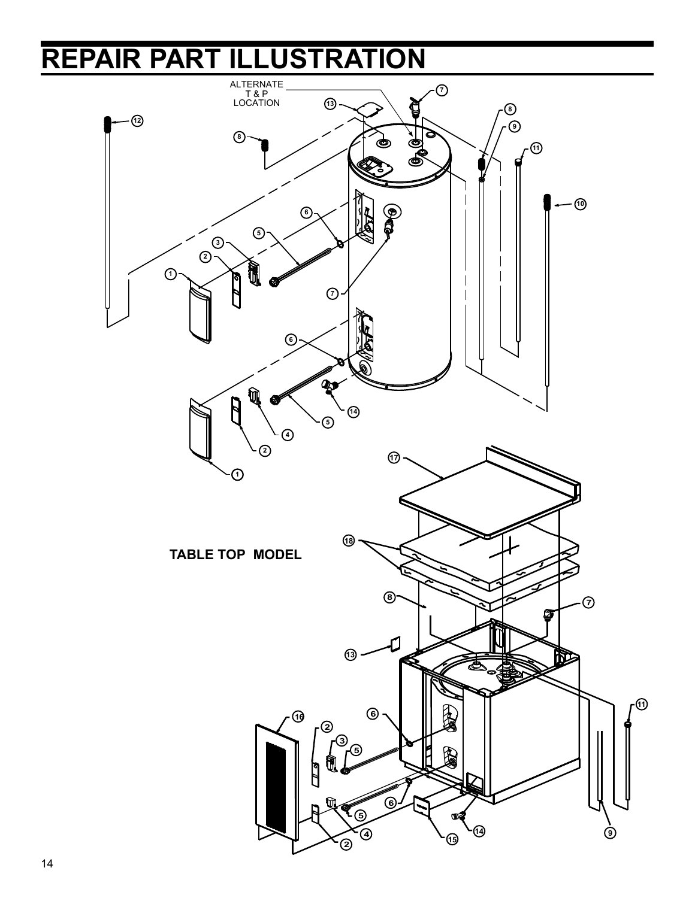# REPAIR PART ILLUSTRATION

ALTERNATE T & P LOCATION

TABLE TOP MODEL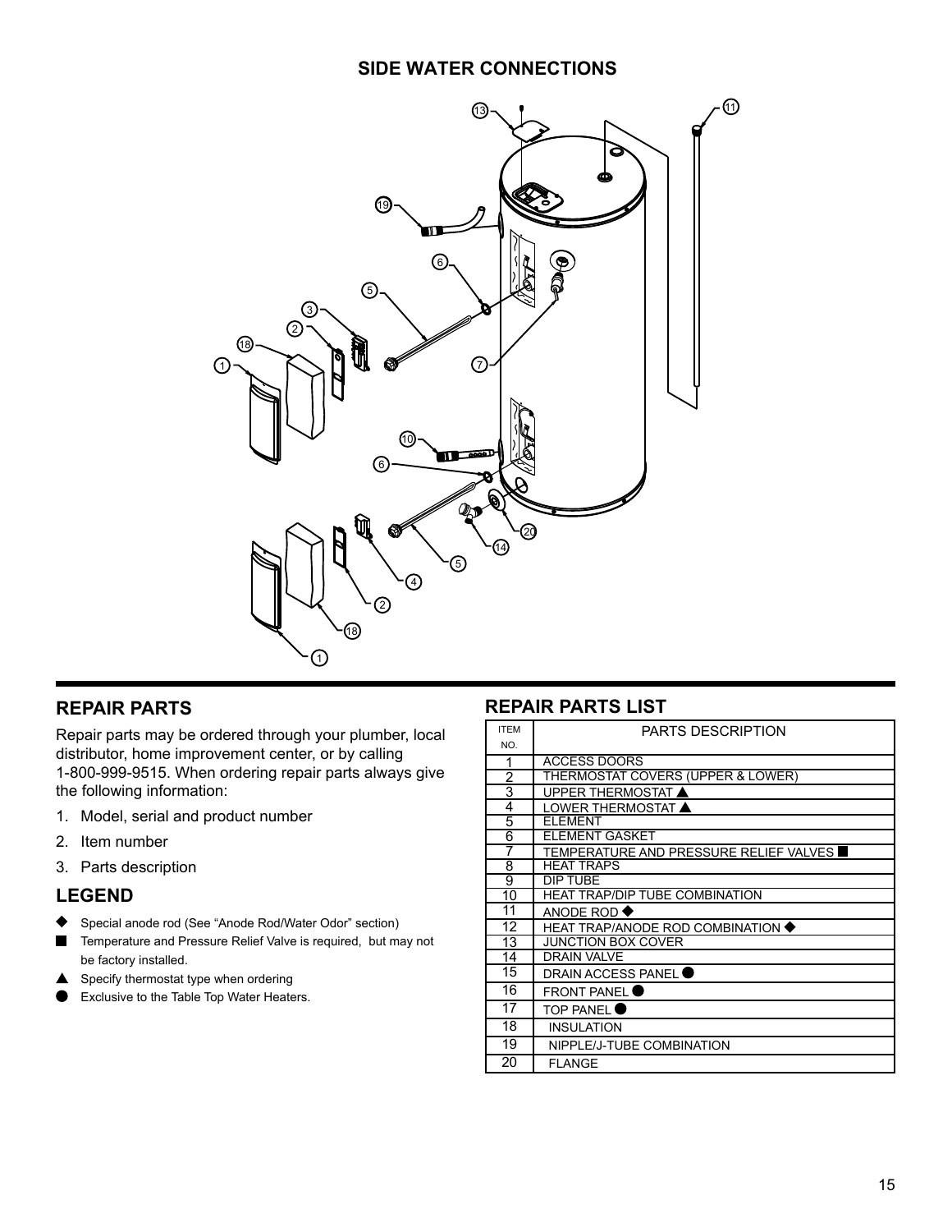## SIDE WATER CONNECTIONS

## REPAIR PARTS

Repair parts may be ordered through your plumber, local distributor, home improvement center, or by calling 1-800-999-9515. When ordering repair parts always give the following information:

1. Model, serial and product number
2. Item number
3. Parts description

## LEGEND

◆ Special anode rod (See "Anode Rod/Water Odor" section)

■ Temperature and Pressure Relief Valve is required, but may not be factory installed.

▲ Specify thermostat type when ordering

● Exclusive to the Table Top Water Heaters.

## REPAIR PARTS LIST

| ITEM NO. | PARTS DESCRIPTION |
|---|---|
| 1 | ACCESS DOORS |
| 2 | THERMOSTAT COVERS (UPPER & LOWER) |
| 3 | UPPER THERMOSTAT ▲ |
| 4 | LOWER THERMOSTAT ▲ |
| 5 | ELEMENT |
| 6 | ELEMENT GASKET |
| 7 | TEMPERATURE AND PRESSURE RELIEF VALVES ■ |
| 8 | HEAT TRAPS |
| 9 | DIP TUBE |
| 10 | HEAT TRAP/DIP TUBE COMBINATION |
| 11 | ANODE ROD ◆ |
| 12 | HEAT TRAP/ANODE ROD COMBINATION ◆ |
| 13 | JUNCTION BOX COVER |
| 14 | DRAIN VALVE |
| 15 | DRAIN ACCESS PANEL ● |
| 16 | FRONT PANEL ● |
| 17 | TOP PANEL ● |
| 18 | INSULATION |
| 19 | NIPPLE/J-TUBE COMBINATION |
| 20 | FLANGE |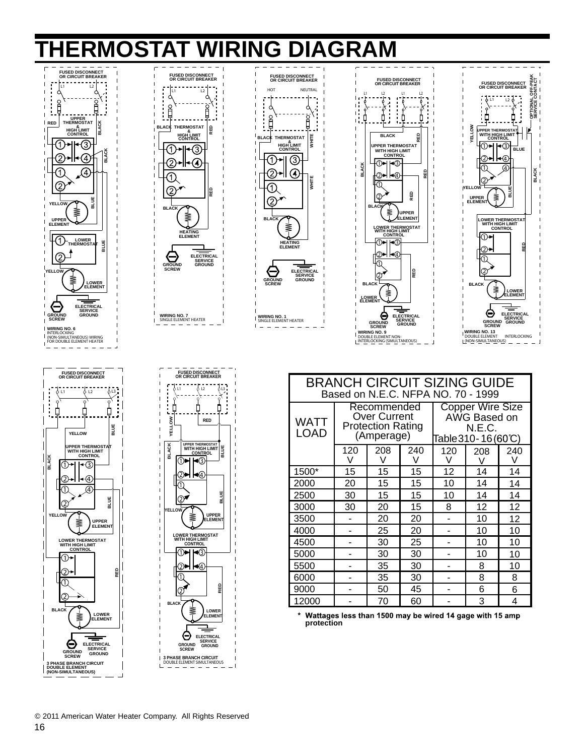# THERMOSTAT WIRING DIAGRAM

FUSED DISCONNECT OR CIRCUIT BREAKER
L1 L2
RED
UPPER THERMOSTAT & HIGH LIMIT CONTROL
BLACK
BLACK
YELLOW
BLUE
UPPER ELEMENT
LOWER THERMOSTAT
BLUE
YELLOW
LOWER ELEMENT
ELECTRICAL SERVICE GROUND
GROUND SCREW
WIRING NO. 6
INTERLOCKING (NON-SIMULTANEOUS) WIRING FOR DOUBLE ELEMENT HEATER

FUSED DISCONNECT OR CIRCUIT BREAKER
L1 L2
BLACK
THERMOSTAT & HIGH LIMIT CONTROL
RED
RED
BLACK
HEATING ELEMENT
ELECTRICAL SERVICE GROUND
GROUND SCREW
WIRING NO. 7
SINGLE ELEMENT HEATER

FUSED DISCONNECT OR CIRCUIT BREAKER
HOT NEUTRAL
BLACK
THERMOSTAT & HIGH LIMIT CONTROL
WHITE
WHITE
BLACK
HEATING ELEMENT
ELECTRICAL SERVICE GROUND
GROUND SCREW
WIRING NO. 1
SINGLE ELEMENT HEATER

FUSED DISCONNECT OR CIRCUIT BREAKER
L1 L2 L1 L2
BLACK
RED
UPPER THERMOSTAT WITH HIGH LIMIT CONTROL
BLACK
RED
RED
BLACK
UPPER ELEMENT
LOWER THERMOSTAT WITH HIGH LIMIT CONTROL
RED
BLACK
LOWER ELEMENT
ELECTRICAL SERVICE GROUND
GROUND SCREW
WIRING NO. 9
DOUBLE ELEMENT NON-INTERLOCKING (SIMULTANEOUS)

FUSED DISCONNECT OR CIRCUIT BREAKER
L1 L2
OPTIONAL OFF-PEAK SERVICE CONTACT
YELLOW
UPPER THERMOSTAT WITH HIGH LIMIT CONTROL
BLUE
BLACK
YELLOW
BLUE
UPPER ELEMENT
LOWER THERMOSTAT WITH HIGH LIMIT CONTROL
RED
BLACK
LOWER ELEMENT
ELECTRICAL SERVICE GROUND
GROUND SCREW
WIRING NO. 13
DOUBLE ELEMENT INTERLOCKING (NON-SIMULTANEOUS)

FUSED DISCONNECT OR CIRCUIT BREAKER
L1 L2 L3
YELLOW
BLUE
UPPER THERMOSTAT WITH HIGH LIMIT CONTROL
BLACK
BLUE
YELLOW
UPPER ELEMENT
LOWER THERMOSTAT WITH HIGH LIMIT CONTROL
RED
BLACK
LOWER ELEMENT
ELECTRICAL SERVICE GROUND
GROUND SCREW
3 PHASE BRANCH CIRCUIT DOUBLE ELEMENT (NON-SIMULTANEOUS)

FUSED DISCONNECT OR CIRCUIT BREAKER
L1 L2 L3
YELLOW
RED
BLACK
UPPER THERMOSTAT WITH HIGH LIMIT CONTROL
BLUE
BLUE
YELLOW
UPPER ELEMENT
LOWER THERMOSTAT WITH HIGH LIMIT CONTROL
RED
BLACK
LOWER ELEMENT
ELECTRICAL SERVICE GROUND
GROUND SCREW
3 PHASE BRANCH CIRCUIT
DOUBLE ELEMENT SIMULTANEOUS

## BRANCH CIRCUIT SIZING GUIDE
Based on N.E.C. NFPA NO. 70 - 1999

| WATT LOAD | Recommended Over Current Protection Rating (Amperage) | | | Copper Wire Size AWG Based on N.E.C. Table 310-16 (60℃) | | |
|---|---|---|---|---|---|---|
| | 120 V | 208 V | 240 V | 120 V | 208 V | 240 V |
| 1500* | 15 | 15 | 15 | 12 | 14 | 14 |
| 2000 | 20 | 15 | 15 | 10 | 14 | 14 |
| 2500 | 30 | 15 | 15 | 10 | 14 | 14 |
| 3000 | 30 | 20 | 15 | 8 | 12 | 12 |
| 3500 | - | 20 | 20 | - | 10 | 12 |
| 4000 | - | 25 | 20 | - | 10 | 10 |
| 4500 | - | 30 | 25 | - | 10 | 10 |
| 5000 | - | 30 | 30 | - | 10 | 10 |
| 5500 | - | 35 | 30 | - | 8 | 10 |
| 6000 | - | 35 | 30 | - | 8 | 8 |
| 9000 | - | 50 | 45 | - | 6 | 6 |
| 12000 | - | 70 | 60 | - | 3 | 4 |

**\* Wattages less than 1500 may be wired 14 gage with 15 amp protection**

© 2011 American Water Heater Company. All Rights Reserved